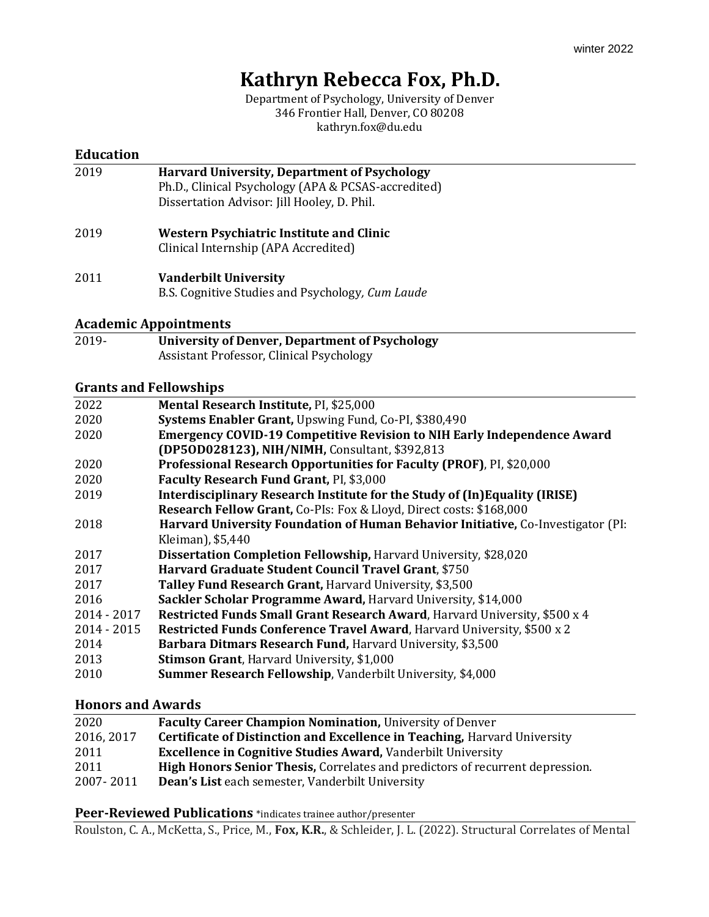winter 2022

# Kathryn Rebecca Fox, Ph.D.

Department of Psychology, University of Denver
346 Frontier Hall, Denver, CO 80208
kathryn.fox@du.edu

## Education

2019 **Harvard University, Department of Psychology**
Ph.D., Clinical Psychology (APA & PCSAS-accredited)
Dissertation Advisor: Jill Hooley, D. Phil.

2019 **Western Psychiatric Institute and Clinic**
Clinical Internship (APA Accredited)

2011 **Vanderbilt University**
B.S. Cognitive Studies and Psychology*, Cum Laude*

## Academic Appointments

2019- **University of Denver, Department of Psychology**
Assistant Professor, Clinical Psychology

## Grants and Fellowships

| | |
|---|---|
| 2022 | **Mental Research Institute,** PI, $25,000 |
| 2020 | **Systems Enabler Grant,** Upswing Fund, Co-PI, $380,490 |
| 2020 | **Emergency COVID-19 Competitive Revision to NIH Early Independence Award (DP5OD028123), NIH/NIMH,** Consultant, $392,813 |
| 2020 | **Professional Research Opportunities for Faculty (PROF)**, PI, $20,000 |
| 2020 | **Faculty Research Fund Grant,** PI, $3,000 |
| 2019 | **Interdisciplinary Research Institute for the Study of (In)Equality (IRISE) Research Fellow Grant,** Co-PIs: Fox & Lloyd, Direct costs: $168,000 |
| 2018 | **Harvard University Foundation of Human Behavior Initiative,** Co-Investigator (PI: Kleiman), $5,440 |
| 2017 | **Dissertation Completion Fellowship,** Harvard University, $28,020 |
| 2017 | **Harvard Graduate Student Council Travel Grant**, $750 |
| 2017 | **Talley Fund Research Grant,** Harvard University, $3,500 |
| 2016 | **Sackler Scholar Programme Award,** Harvard University, $14,000 |
| 2014 - 2017 | **Restricted Funds Small Grant Research Award**, Harvard University, $500 x 4 |
| 2014 - 2015 | **Restricted Funds Conference Travel Award**, Harvard University, $500 x 2 |
| 2014 | **Barbara Ditmars Research Fund,** Harvard University, $3,500 |
| 2013 | **Stimson Grant**, Harvard University, $1,000 |
| 2010 | **Summer Research Fellowship**, Vanderbilt University, $4,000 |

## Honors and Awards

| | |
|---|---|
| 2020 | **Faculty Career Champion Nomination,** University of Denver |
| 2016, 2017 | **Certificate of Distinction and Excellence in Teaching,** Harvard University |
| 2011 | **Excellence in Cognitive Studies Award,** Vanderbilt University |
| 2011 | **High Honors Senior Thesis,** Correlates and predictors of recurrent depression. |
| 2007- 2011 | **Dean's List** each semester, Vanderbilt University |

## Peer-Reviewed Publications *indicates trainee author/presenter

Roulston, C. A., McKetta, S., Price, M., **Fox, K.R.**, & Schleider, J. L. (2022). Structural Correlates of Mental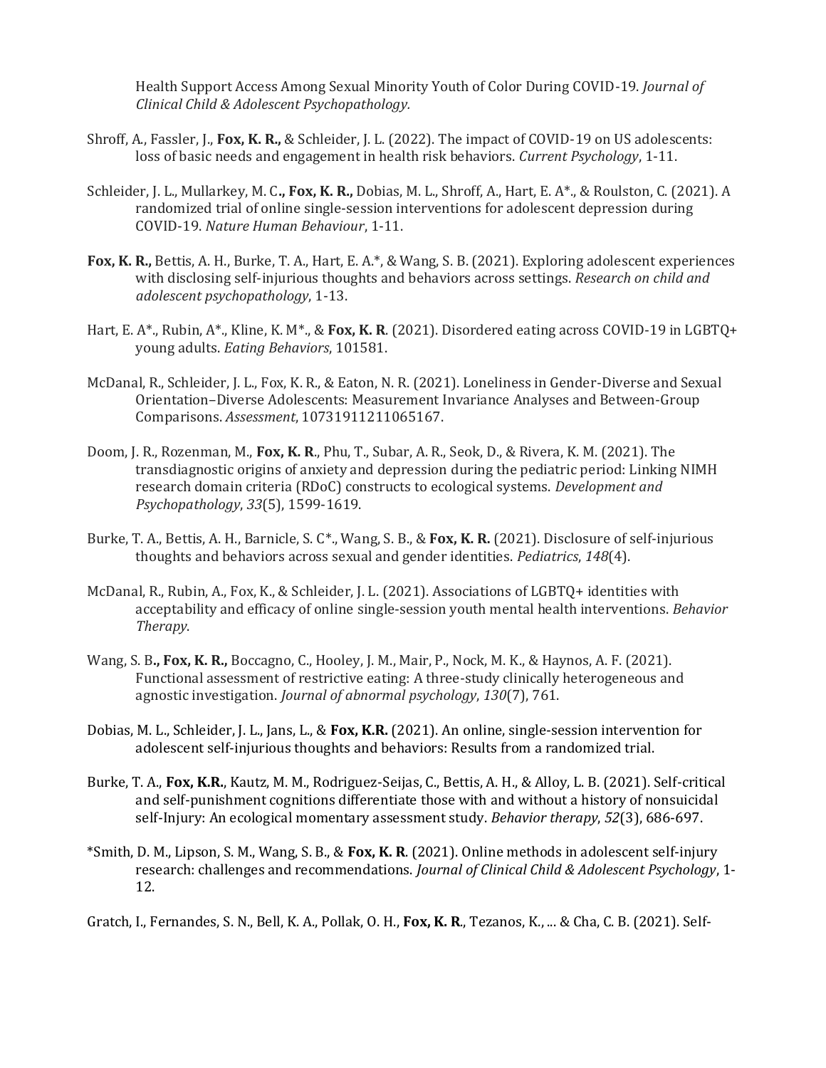Health Support Access Among Sexual Minority Youth of Color During COVID-19. *Journal of Clinical Child & Adolescent Psychopathology.*

Shroff, A., Fassler, J., **Fox, K. R.,** & Schleider, J. L. (2022). The impact of COVID-19 on US adolescents: loss of basic needs and engagement in health risk behaviors. *Current Psychology*, 1-11.

Schleider, J. L., Mullarkey, M. C**., Fox, K. R.,** Dobias, M. L., Shroff, A., Hart, E. A*., & Roulston, C. (2021). A randomized trial of online single-session interventions for adolescent depression during COVID-19. *Nature Human Behaviour*, 1-11.

**Fox, K. R.,** Bettis, A. H., Burke, T. A., Hart, E. A.*, & Wang, S. B. (2021). Exploring adolescent experiences with disclosing self-injurious thoughts and behaviors across settings. *Research on child and adolescent psychopathology*, 1-13.

Hart, E. A*., Rubin, A*., Kline, K. M*., & **Fox, K. R**. (2021). Disordered eating across COVID-19 in LGBTQ+ young adults. *Eating Behaviors*, 101581.

McDanal, R., Schleider, J. L., Fox, K. R., & Eaton, N. R. (2021). Loneliness in Gender-Diverse and Sexual Orientation–Diverse Adolescents: Measurement Invariance Analyses and Between-Group Comparisons. *Assessment*, 10731911211065167.

Doom, J. R., Rozenman, M., **Fox, K. R**., Phu, T., Subar, A. R., Seok, D., & Rivera, K. M. (2021). The transdiagnostic origins of anxiety and depression during the pediatric period: Linking NIMH research domain criteria (RDoC) constructs to ecological systems. *Development and Psychopathology*, *33*(5), 1599-1619.

Burke, T. A., Bettis, A. H., Barnicle, S. C*., Wang, S. B., & **Fox, K. R.** (2021). Disclosure of self-injurious thoughts and behaviors across sexual and gender identities. *Pediatrics*, *148*(4).

McDanal, R., Rubin, A., Fox, K., & Schleider, J. L. (2021). Associations of LGBTQ+ identities with acceptability and efficacy of online single-session youth mental health interventions. *Behavior Therapy*.

Wang, S. B**., Fox, K. R.,** Boccagno, C., Hooley, J. M., Mair, P., Nock, M. K., & Haynos, A. F. (2021). Functional assessment of restrictive eating: A three-study clinically heterogeneous and agnostic investigation. *Journal of abnormal psychology*, *130*(7), 761.

Dobias, M. L., Schleider, J. L., Jans, L., & **Fox, K.R.** (2021). An online, single-session intervention for adolescent self-injurious thoughts and behaviors: Results from a randomized trial.

Burke, T. A., **Fox, K.R.**, Kautz, M. M., Rodriguez-Seijas, C., Bettis, A. H., & Alloy, L. B. (2021). Self-critical and self-punishment cognitions differentiate those with and without a history of nonsuicidal self-Injury: An ecological momentary assessment study. *Behavior therapy*, *52*(3), 686-697.

*Smith, D. M., Lipson, S. M., Wang, S. B., & **Fox, K. R**. (2021). Online methods in adolescent self-injury research: challenges and recommendations. *Journal of Clinical Child & Adolescent Psychology*, 1-12.

Gratch, I., Fernandes, S. N., Bell, K. A., Pollak, O. H., **Fox, K. R**., Tezanos, K., ... & Cha, C. B. (2021). Self-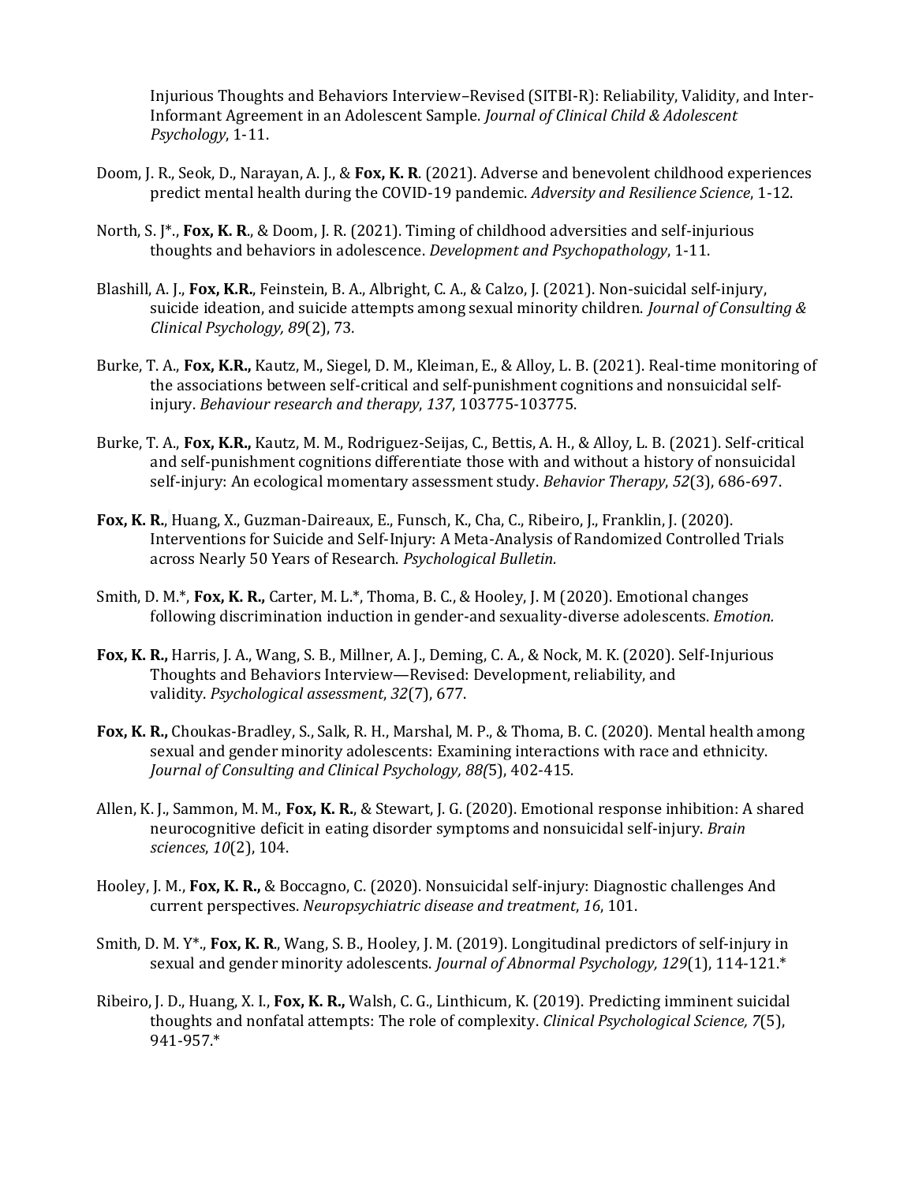Injurious Thoughts and Behaviors Interview–Revised (SITBI-R): Reliability, Validity, and Inter-Informant Agreement in an Adolescent Sample. *Journal of Clinical Child & Adolescent Psychology*, 1-11.

Doom, J. R., Seok, D., Narayan, A. J., & **Fox, K. R**. (2021). Adverse and benevolent childhood experiences predict mental health during the COVID-19 pandemic. *Adversity and Resilience Science*, 1-12.

North, S. J*., **Fox, K. R**., & Doom, J. R. (2021). Timing of childhood adversities and self-injurious thoughts and behaviors in adolescence. *Development and Psychopathology*, 1-11.

Blashill, A. J., **Fox, K.R.**, Feinstein, B. A., Albright, C. A., & Calzo, J. (2021). Non-suicidal self-injury, suicide ideation, and suicide attempts among sexual minority children. *Journal of Consulting & Clinical Psychology, 89*(2), 73.

Burke, T. A., **Fox, K.R.,** Kautz, M., Siegel, D. M., Kleiman, E., & Alloy, L. B. (2021). Real-time monitoring of the associations between self-critical and self-punishment cognitions and nonsuicidal self-injury. *Behaviour research and therapy*, *137*, 103775-103775.

Burke, T. A., **Fox, K.R.,** Kautz, M. M., Rodriguez-Seijas, C., Bettis, A. H., & Alloy, L. B. (2021). Self-critical and self-punishment cognitions differentiate those with and without a history of nonsuicidal self-injury: An ecological momentary assessment study. *Behavior Therapy*, *52*(3), 686-697.

**Fox, K. R.**, Huang, X., Guzman-Daireaux, E., Funsch, K., Cha, C., Ribeiro, J., Franklin, J. (2020). Interventions for Suicide and Self-Injury: A Meta-Analysis of Randomized Controlled Trials across Nearly 50 Years of Research. *Psychological Bulletin.*

Smith, D. M.*, **Fox, K. R.,** Carter, M. L.*, Thoma, B. C., & Hooley, J. M (2020). Emotional changes following discrimination induction in gender-and sexuality-diverse adolescents. *Emotion.*

**Fox, K. R.,** Harris, J. A., Wang, S. B., Millner, A. J., Deming, C. A., & Nock, M. K. (2020). Self-Injurious Thoughts and Behaviors Interview—Revised: Development, reliability, and validity. *Psychological assessment*, *32*(7), 677.

**Fox, K. R.,** Choukas-Bradley, S., Salk, R. H., Marshal, M. P., & Thoma, B. C. (2020). Mental health among sexual and gender minority adolescents: Examining interactions with race and ethnicity. *Journal of Consulting and Clinical Psychology, 88(*5), 402-415.

Allen, K. J., Sammon, M. M., **Fox, K. R.**, & Stewart, J. G. (2020). Emotional response inhibition: A shared neurocognitive deficit in eating disorder symptoms and nonsuicidal self-injury. *Brain sciences*, *10*(2), 104.

Hooley, J. M., **Fox, K. R.,** & Boccagno, C. (2020). Nonsuicidal self-injury: Diagnostic challenges And current perspectives. *Neuropsychiatric disease and treatment*, *16*, 101.

Smith, D. M. Y*., **Fox, K. R**., Wang, S. B., Hooley, J. M. (2019). Longitudinal predictors of self-injury in sexual and gender minority adolescents. *Journal of Abnormal Psychology, 129*(1), 114-121.*

Ribeiro, J. D., Huang, X. I., **Fox, K. R.,** Walsh, C. G., Linthicum, K. (2019). Predicting imminent suicidal thoughts and nonfatal attempts: The role of complexity. *Clinical Psychological Science, 7*(5), 941-957.*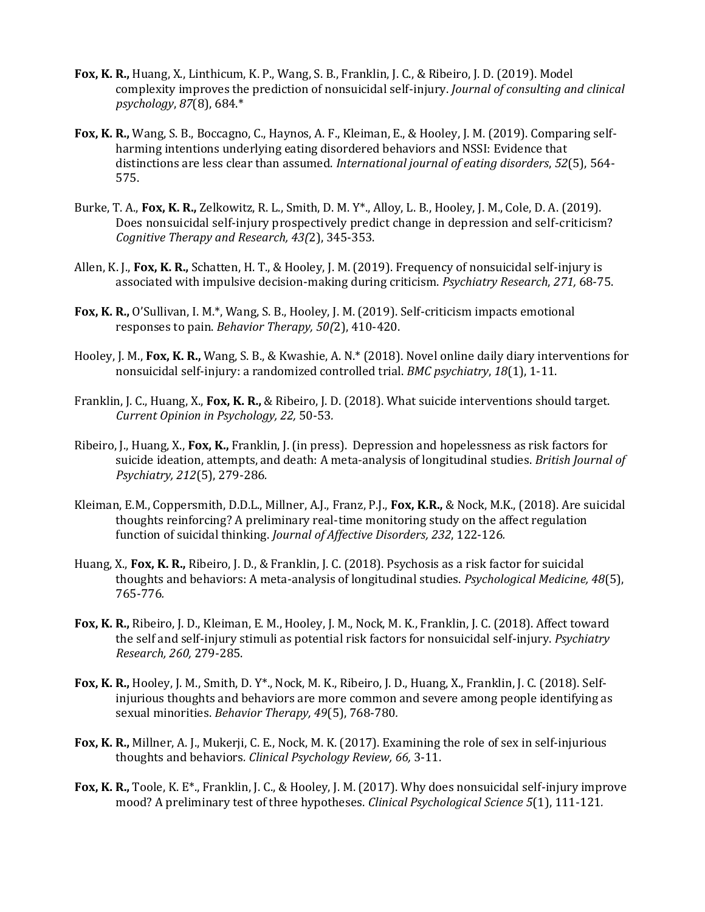**Fox, K. R.,** Huang, X., Linthicum, K. P., Wang, S. B., Franklin, J. C., & Ribeiro, J. D. (2019). Model complexity improves the prediction of nonsuicidal self-injury. *Journal of consulting and clinical psychology*, *87*(8), 684.*

**Fox, K. R.,** Wang, S. B., Boccagno, C., Haynos, A. F., Kleiman, E., & Hooley, J. M. (2019). Comparing self-harming intentions underlying eating disordered behaviors and NSSI: Evidence that distinctions are less clear than assumed. *International journal of eating disorders*, *52*(5), 564-575.

Burke, T. A., **Fox, K. R.,** Zelkowitz, R. L., Smith, D. M. Y*., Alloy, L. B., Hooley, J. M., Cole, D. A. (2019). Does nonsuicidal self-injury prospectively predict change in depression and self-criticism? *Cognitive Therapy and Research, 43(*2), 345-353.

Allen, K. J., **Fox, K. R.,** Schatten, H. T., & Hooley, J. M. (2019). Frequency of nonsuicidal self-injury is associated with impulsive decision-making during criticism. *Psychiatry Research*, *271,* 68-75.

**Fox, K. R.,** O'Sullivan, I. M.*, Wang, S. B., Hooley, J. M. (2019). Self-criticism impacts emotional responses to pain. *Behavior Therapy, 50(*2), 410-420.

Hooley, J. M., **Fox, K. R.,** Wang, S. B., & Kwashie, A. N.* (2018). Novel online daily diary interventions for nonsuicidal self-injury: a randomized controlled trial. *BMC psychiatry*, *18*(1), 1-11.

Franklin, J. C., Huang, X., **Fox, K. R.,** & Ribeiro, J. D. (2018). What suicide interventions should target. *Current Opinion in Psychology, 22,* 50-53.

Ribeiro, J., Huang, X., **Fox, K.,** Franklin, J. (in press). Depression and hopelessness as risk factors for suicide ideation, attempts, and death: A meta-analysis of longitudinal studies. *British Journal of Psychiatry, 212*(5), 279-286.

Kleiman, E.M., Coppersmith, D.D.L., Millner, A.J., Franz, P.J., **Fox, K.R.,** & Nock, M.K., (2018). Are suicidal thoughts reinforcing? A preliminary real-time monitoring study on the affect regulation function of suicidal thinking. *Journal of Affective Disorders, 232*, 122-126.

Huang, X., **Fox, K. R.,** Ribeiro, J. D., & Franklin, J. C. (2018). Psychosis as a risk factor for suicidal thoughts and behaviors: A meta-analysis of longitudinal studies. *Psychological Medicine, 48*(5), 765-776.

**Fox, K. R.,** Ribeiro, J. D., Kleiman, E. M., Hooley, J. M., Nock, M. K., Franklin, J. C. (2018). Affect toward the self and self-injury stimuli as potential risk factors for nonsuicidal self-injury. *Psychiatry Research, 260,* 279-285.

**Fox, K. R.,** Hooley, J. M., Smith, D. Y*., Nock, M. K., Ribeiro, J. D., Huang, X., Franklin, J. C. (2018). Self-injurious thoughts and behaviors are more common and severe among people identifying as sexual minorities. *Behavior Therapy, 49*(5), 768-780.

**Fox, K. R.,** Millner, A. J., Mukerji, C. E., Nock, M. K. (2017). Examining the role of sex in self-injurious thoughts and behaviors. *Clinical Psychology Review, 66,* 3-11.

**Fox, K. R.,** Toole, K. E*., Franklin, J. C., & Hooley, J. M. (2017). Why does nonsuicidal self-injury improve mood? A preliminary test of three hypotheses. *Clinical Psychological Science 5*(1), 111-121.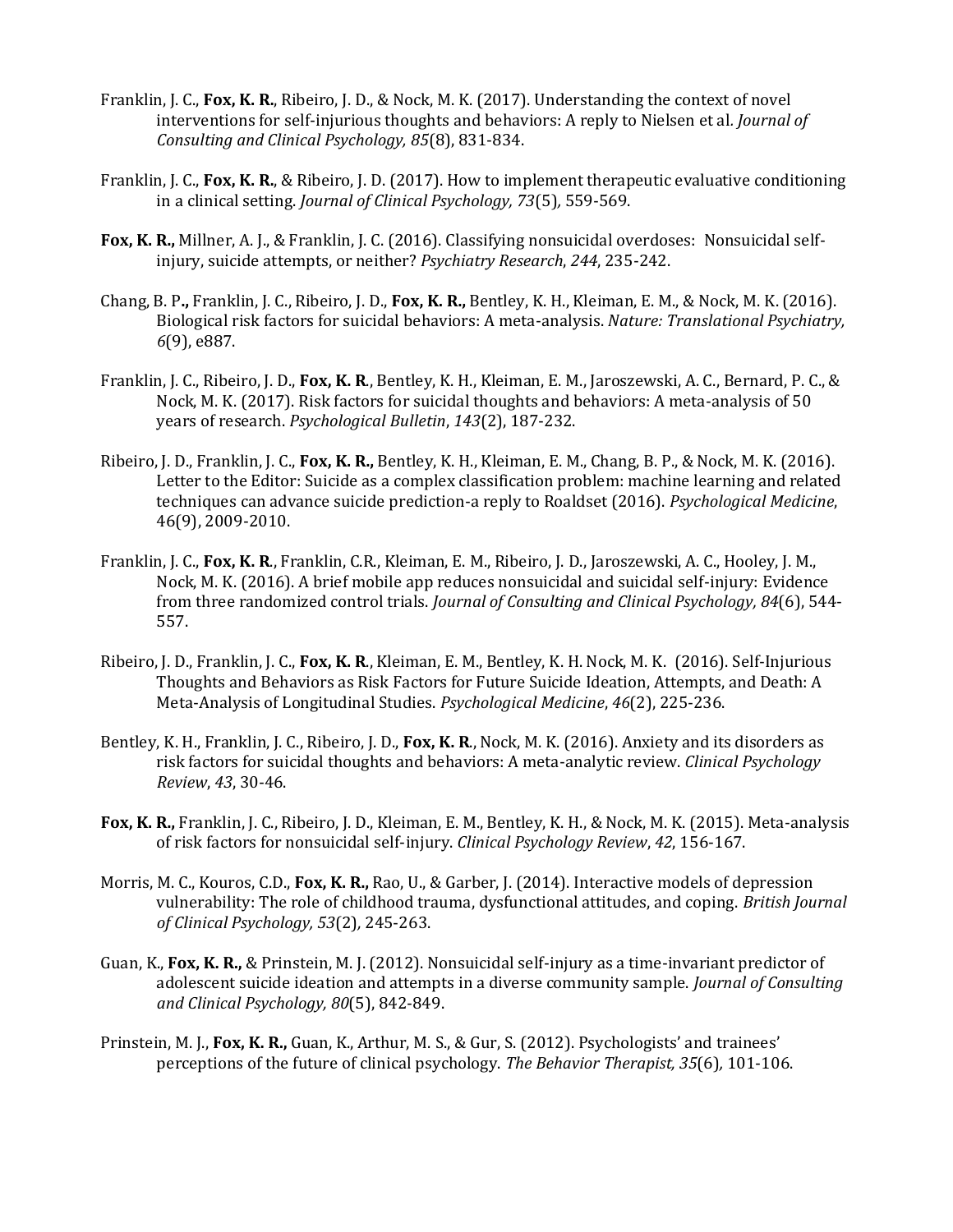Franklin, J. C., **Fox, K. R.**, Ribeiro, J. D., & Nock, M. K. (2017). Understanding the context of novel interventions for self-injurious thoughts and behaviors: A reply to Nielsen et al. *Journal of Consulting and Clinical Psychology, 85*(8), 831-834.

Franklin, J. C., **Fox, K. R.**, & Ribeiro, J. D. (2017). How to implement therapeutic evaluative conditioning in a clinical setting. *Journal of Clinical Psychology, 73*(5), 559-569.

**Fox, K. R.,** Millner, A. J., & Franklin, J. C. (2016). Classifying nonsuicidal overdoses: Nonsuicidal self-injury, suicide attempts, or neither? *Psychiatry Research*, *244*, 235-242.

Chang, B. P**.,** Franklin, J. C., Ribeiro, J. D., **Fox, K. R.,** Bentley, K. H., Kleiman, E. M., & Nock, M. K. (2016). Biological risk factors for suicidal behaviors: A meta-analysis. *Nature: Translational Psychiatry, 6*(9), e887.

Franklin, J. C., Ribeiro, J. D., **Fox, K. R**., Bentley, K. H., Kleiman, E. M., Jaroszewski, A. C., Bernard, P. C., & Nock, M. K. (2017). Risk factors for suicidal thoughts and behaviors: A meta-analysis of 50 years of research. *Psychological Bulletin*, *143*(2), 187-232.

Ribeiro, J. D., Franklin, J. C., **Fox, K. R.,** Bentley, K. H., Kleiman, E. M., Chang, B. P., & Nock, M. K. (2016). Letter to the Editor: Suicide as a complex classification problem: machine learning and related techniques can advance suicide prediction-a reply to Roaldset (2016). *Psychological Medicine*, 46(9), 2009-2010.

Franklin, J. C., **Fox, K. R**., Franklin, C.R., Kleiman, E. M., Ribeiro, J. D., Jaroszewski, A. C., Hooley, J. M., Nock, M. K. (2016). A brief mobile app reduces nonsuicidal and suicidal self-injury: Evidence from three randomized control trials. *Journal of Consulting and Clinical Psychology, 84*(6), 544-557.

Ribeiro, J. D., Franklin, J. C., **Fox, K. R**., Kleiman, E. M., Bentley, K. H. Nock, M. K. (2016). Self-Injurious Thoughts and Behaviors as Risk Factors for Future Suicide Ideation, Attempts, and Death: A Meta-Analysis of Longitudinal Studies. *Psychological Medicine*, *46*(2), 225-236.

Bentley, K. H., Franklin, J. C., Ribeiro, J. D., **Fox, K. R**., Nock, M. K. (2016). Anxiety and its disorders as risk factors for suicidal thoughts and behaviors: A meta-analytic review. *Clinical Psychology Review*, *43*, 30-46.

**Fox, K. R.,** Franklin, J. C., Ribeiro, J. D., Kleiman, E. M., Bentley, K. H., & Nock, M. K. (2015). Meta-analysis of risk factors for nonsuicidal self-injury. *Clinical Psychology Review*, *42*, 156-167.

Morris, M. C., Kouros, C.D., **Fox, K. R.,** Rao, U., & Garber, J. (2014). Interactive models of depression vulnerability: The role of childhood trauma, dysfunctional attitudes, and coping. *British Journal of Clinical Psychology, 53*(2), 245-263.

Guan, K., **Fox, K. R.,** & Prinstein, M. J. (2012). Nonsuicidal self-injury as a time-invariant predictor of adolescent suicide ideation and attempts in a diverse community sample. *Journal of Consulting and Clinical Psychology, 80*(5), 842-849.

Prinstein, M. J., **Fox, K. R.,** Guan, K., Arthur, M. S., & Gur, S. (2012). Psychologists' and trainees' perceptions of the future of clinical psychology. *The Behavior Therapist, 35*(6), 101-106.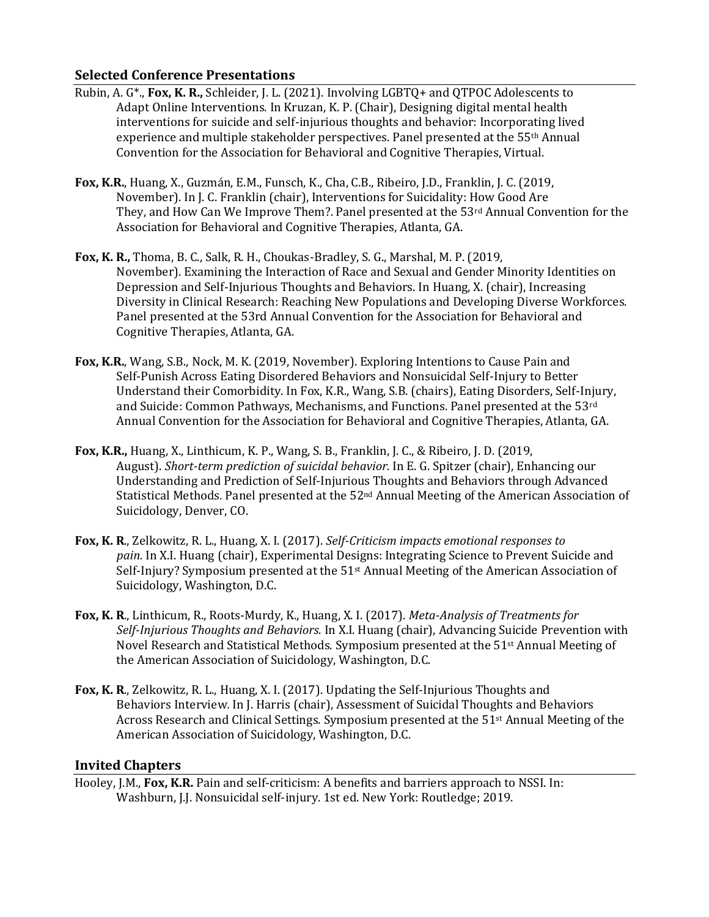## Selected Conference Presentations

Rubin, A. G*., **Fox, K. R.,** Schleider, J. L. (2021). Involving LGBTQ+ and QTPOC Adolescents to Adapt Online Interventions. In Kruzan, K. P. (Chair), Designing digital mental health interventions for suicide and self-injurious thoughts and behavior: Incorporating lived experience and multiple stakeholder perspectives. Panel presented at the 55th Annual Convention for the Association for Behavioral and Cognitive Therapies, Virtual.

**Fox, K.R.**, Huang, X., Guzmán, E.M., Funsch, K., Cha, C.B., Ribeiro, J.D., Franklin, J. C. (2019, November). In J. C. Franklin (chair), Interventions for Suicidality: How Good Are They, and How Can We Improve Them?. Panel presented at the 53rd Annual Convention for the Association for Behavioral and Cognitive Therapies, Atlanta, GA.

**Fox, K. R.,** Thoma, B. C., Salk, R. H., Choukas-Bradley, S. G., Marshal, M. P. (2019, November). Examining the Interaction of Race and Sexual and Gender Minority Identities on Depression and Self-Injurious Thoughts and Behaviors. In Huang, X. (chair), Increasing Diversity in Clinical Research: Reaching New Populations and Developing Diverse Workforces. Panel presented at the 53rd Annual Convention for the Association for Behavioral and Cognitive Therapies, Atlanta, GA.

**Fox, K.R.**, Wang, S.B., Nock, M. K. (2019, November). Exploring Intentions to Cause Pain and Self-Punish Across Eating Disordered Behaviors and Nonsuicidal Self-Injury to Better Understand their Comorbidity. In Fox, K.R., Wang, S.B. (chairs), Eating Disorders, Self-Injury, and Suicide: Common Pathways, Mechanisms, and Functions. Panel presented at the 53rd Annual Convention for the Association for Behavioral and Cognitive Therapies, Atlanta, GA.

**Fox, K.R.,** Huang, X., Linthicum, K. P., Wang, S. B., Franklin, J. C., & Ribeiro, J. D. (2019, August). *Short-term prediction of suicidal behavior*. In E. G. Spitzer (chair), Enhancing our Understanding and Prediction of Self-Injurious Thoughts and Behaviors through Advanced Statistical Methods. Panel presented at the 52nd Annual Meeting of the American Association of Suicidology, Denver, CO.

**Fox, K. R**., Zelkowitz, R. L., Huang, X. I. (2017). *Self-Criticism impacts emotional responses to pain.* In X.I. Huang (chair), Experimental Designs: Integrating Science to Prevent Suicide and Self-Injury? Symposium presented at the 51st Annual Meeting of the American Association of Suicidology, Washington, D.C.

**Fox, K. R**., Linthicum, R., Roots-Murdy, K., Huang, X. I. (2017). *Meta-Analysis of Treatments for Self-Injurious Thoughts and Behaviors.* In X.I. Huang (chair), Advancing Suicide Prevention with Novel Research and Statistical Methods. Symposium presented at the 51st Annual Meeting of the American Association of Suicidology, Washington, D.C.

**Fox, K. R**., Zelkowitz, R. L., Huang, X. I. (2017). Updating the Self-Injurious Thoughts and Behaviors Interview. In J. Harris (chair), Assessment of Suicidal Thoughts and Behaviors Across Research and Clinical Settings. Symposium presented at the 51st Annual Meeting of the American Association of Suicidology, Washington, D.C.

## Invited Chapters

Hooley, J.M., **Fox, K.R.** Pain and self-criticism: A benefits and barriers approach to NSSI. In: Washburn, J.J. Nonsuicidal self-injury. 1st ed. New York: Routledge; 2019.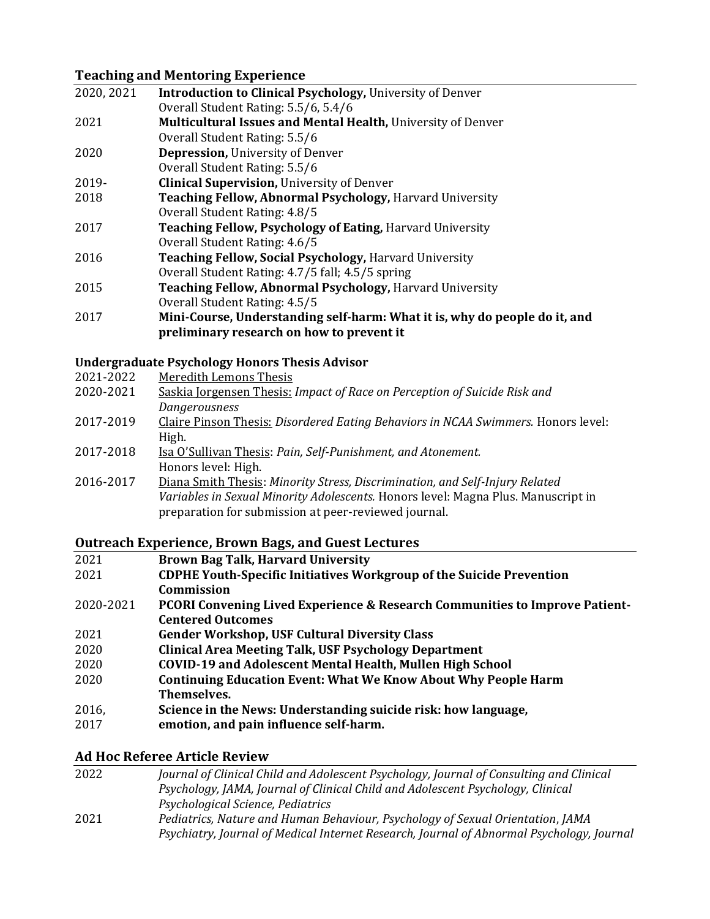## Teaching and Mentoring Experience

| | |
|---|---|
| 2020, 2021 | **Introduction to Clinical Psychology,** University of Denver<br>Overall Student Rating: 5.5/6, 5.4/6 |
| 2021 | **Multicultural Issues and Mental Health,** University of Denver<br>Overall Student Rating: 5.5/6 |
| 2020 | **Depression,** University of Denver<br>Overall Student Rating: 5.5/6 |
| 2019- | **Clinical Supervision,** University of Denver |
| 2018 | **Teaching Fellow, Abnormal Psychology,** Harvard University<br>Overall Student Rating: 4.8/5 |
| 2017 | **Teaching Fellow, Psychology of Eating,** Harvard University<br>Overall Student Rating: 4.6/5 |
| 2016 | **Teaching Fellow, Social Psychology,** Harvard University<br>Overall Student Rating: 4.7/5 fall; 4.5/5 spring |
| 2015 | **Teaching Fellow, Abnormal Psychology,** Harvard University<br>Overall Student Rating: 4.5/5 |
| 2017 | **Mini-Course, Understanding self-harm: What it is, why do people do it, and preliminary research on how to prevent it** |

### Undergraduate Psychology Honors Thesis Advisor

| | |
|---|---|
| 2021-2022 | Meredith Lemons Thesis |
| 2020-2021 | Saskia Jorgensen Thesis: *Impact of Race on Perception of Suicide Risk and Dangerousness* |
| 2017-2019 | Claire Pinson Thesis: *Disordered Eating Behaviors in NCAA Swimmers.* Honors level: High. |
| 2017-2018 | Isa O'Sullivan Thesis: *Pain, Self-Punishment, and Atonement.*<br>Honors level: High. |
| 2016-2017 | Diana Smith Thesis: *Minority Stress, Discrimination, and Self-Injury Related Variables in Sexual Minority Adolescents.* Honors level: Magna Plus. Manuscript in preparation for submission at peer-reviewed journal. |

## Outreach Experience, Brown Bags, and Guest Lectures

| | |
|---|---|
| 2021 | **Brown Bag Talk, Harvard University** |
| 2021 | **CDPHE Youth-Specific Initiatives Workgroup of the Suicide Prevention Commission** |
| 2020-2021 | **PCORI Convening Lived Experience & Research Communities to Improve Patient-Centered Outcomes** |
| 2021 | **Gender Workshop, USF Cultural Diversity Class** |
| 2020 | **Clinical Area Meeting Talk, USF Psychology Department** |
| 2020 | **COVID-19 and Adolescent Mental Health, Mullen High School** |
| 2020 | **Continuing Education Event: What We Know About Why People Harm Themselves.** |
| 2016, 2017 | **Science in the News: Understanding suicide risk: how language, emotion, and pain influence self-harm.** |

## Ad Hoc Referee Article Review

| | |
|---|---|
| 2022 | *Journal of Clinical Child and Adolescent Psychology, Journal of Consulting and Clinical Psychology, JAMA, Journal of Clinical Child and Adolescent Psychology, Clinical Psychological Science, Pediatrics* |
| 2021 | *Pediatrics, Nature and Human Behaviour, Psychology of Sexual Orientation*, *JAMA Psychiatry, Journal of Medical Internet Research, Journal of Abnormal Psychology, Journal* |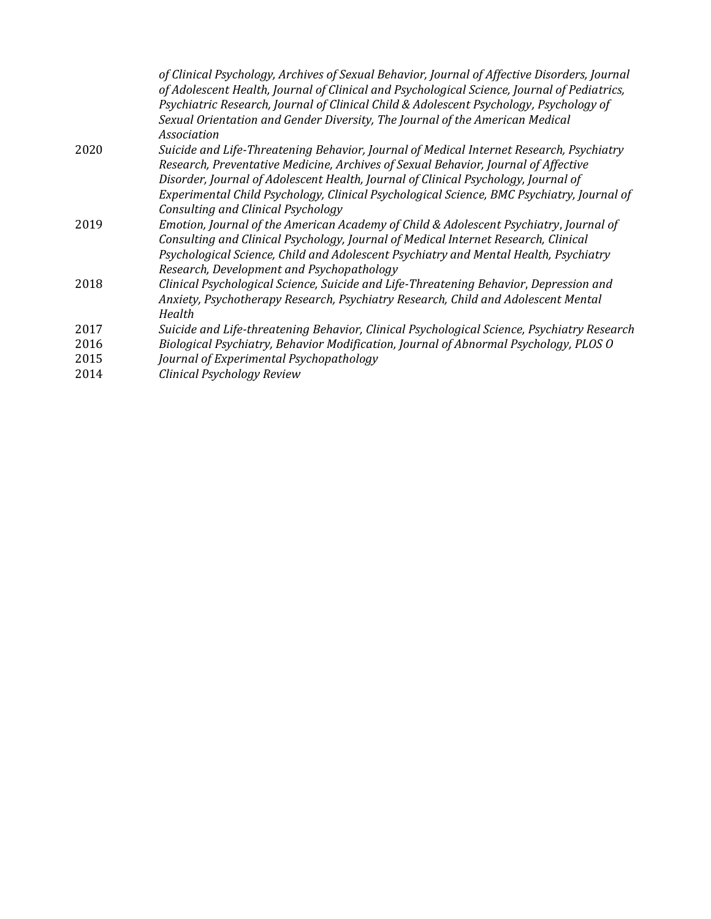*of Clinical Psychology, Archives of Sexual Behavior, Journal of Affective Disorders, Journal of Adolescent Health, Journal of Clinical and Psychological Science, Journal of Pediatrics, Psychiatric Research, Journal of Clinical Child & Adolescent Psychology, Psychology of Sexual Orientation and Gender Diversity, The Journal of the American Medical Association*

2020 *Suicide and Life-Threatening Behavior, Journal of Medical Internet Research, Psychiatry Research, Preventative Medicine, Archives of Sexual Behavior, Journal of Affective Disorder, Journal of Adolescent Health, Journal of Clinical Psychology, Journal of Experimental Child Psychology, Clinical Psychological Science, BMC Psychiatry, Journal of Consulting and Clinical Psychology*

2019 *Emotion, Journal of the American Academy of Child & Adolescent Psychiatry*, *Journal of Consulting and Clinical Psychology, Journal of Medical Internet Research, Clinical Psychological Science, Child and Adolescent Psychiatry and Mental Health, Psychiatry Research, Development and Psychopathology*

2018 *Clinical Psychological Science, Suicide and Life-Threatening Behavior*, *Depression and Anxiety, Psychotherapy Research, Psychiatry Research, Child and Adolescent Mental Health*

2017 *Suicide and Life-threatening Behavior, Clinical Psychological Science, Psychiatry Research*

2016 *Biological Psychiatry, Behavior Modification, Journal of Abnormal Psychology, PLOS O*

2015 *Journal of Experimental Psychopathology*

2014 *Clinical Psychology Review*